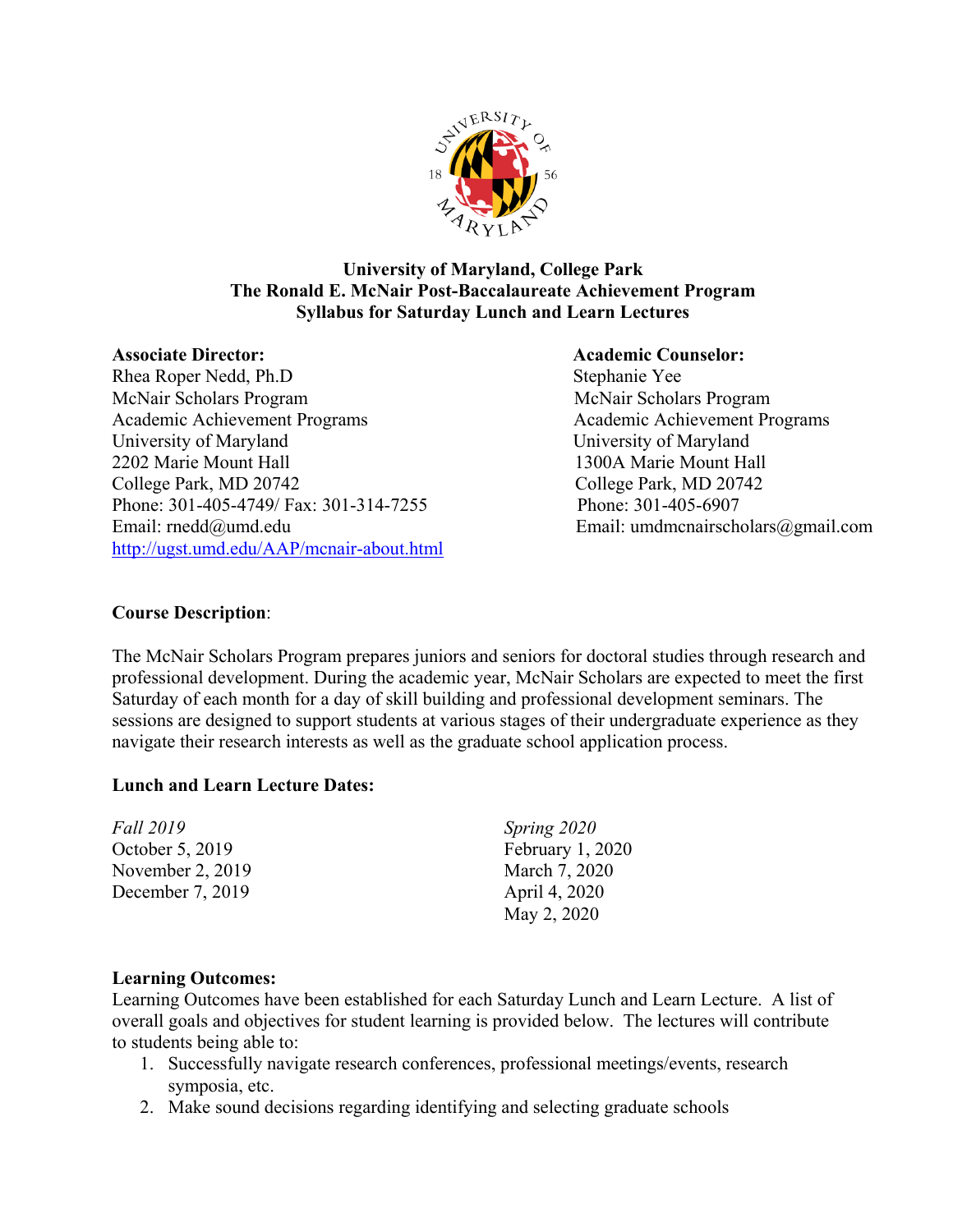**University of Maryland, College Park**
**The Ronald E. McNair Post-Baccalaureate Achievement Program**
**Syllabus for Saturday Lunch and Learn Lectures**

**Associate Director:**
Rhea Roper Nedd, Ph.D
McNair Scholars Program
Academic Achievement Programs
University of Maryland
2202 Marie Mount Hall
College Park, MD 20742
Phone: 301-405-4749/ Fax: 301-314-7255
Email: rnedd@umd.edu
http://ugst.umd.edu/AAP/mcnair-about.html

**Academic Counselor:**
Stephanie Yee
McNair Scholars Program
Academic Achievement Programs
University of Maryland
1300A Marie Mount Hall
College Park, MD 20742
Phone: 301-405-6907
Email: umdmcnairscholars@gmail.com

**Course Description**:

The McNair Scholars Program prepares juniors and seniors for doctoral studies through research and professional development. During the academic year, McNair Scholars are expected to meet the first Saturday of each month for a day of skill building and professional development seminars. The sessions are designed to support students at various stages of their undergraduate experience as they navigate their research interests as well as the graduate school application process.

**Lunch and Learn Lecture Dates:**

*Fall 2019*
October 5, 2019
November 2, 2019
December 7, 2019

*Spring 2020*
February 1, 2020
March 7, 2020
April 4, 2020
May 2, 2020

**Learning Outcomes:**
Learning Outcomes have been established for each Saturday Lunch and Learn Lecture. A list of overall goals and objectives for student learning is provided below. The lectures will contribute to students being able to:

1. Successfully navigate research conferences, professional meetings/events, research symposia, etc.
2. Make sound decisions regarding identifying and selecting graduate schools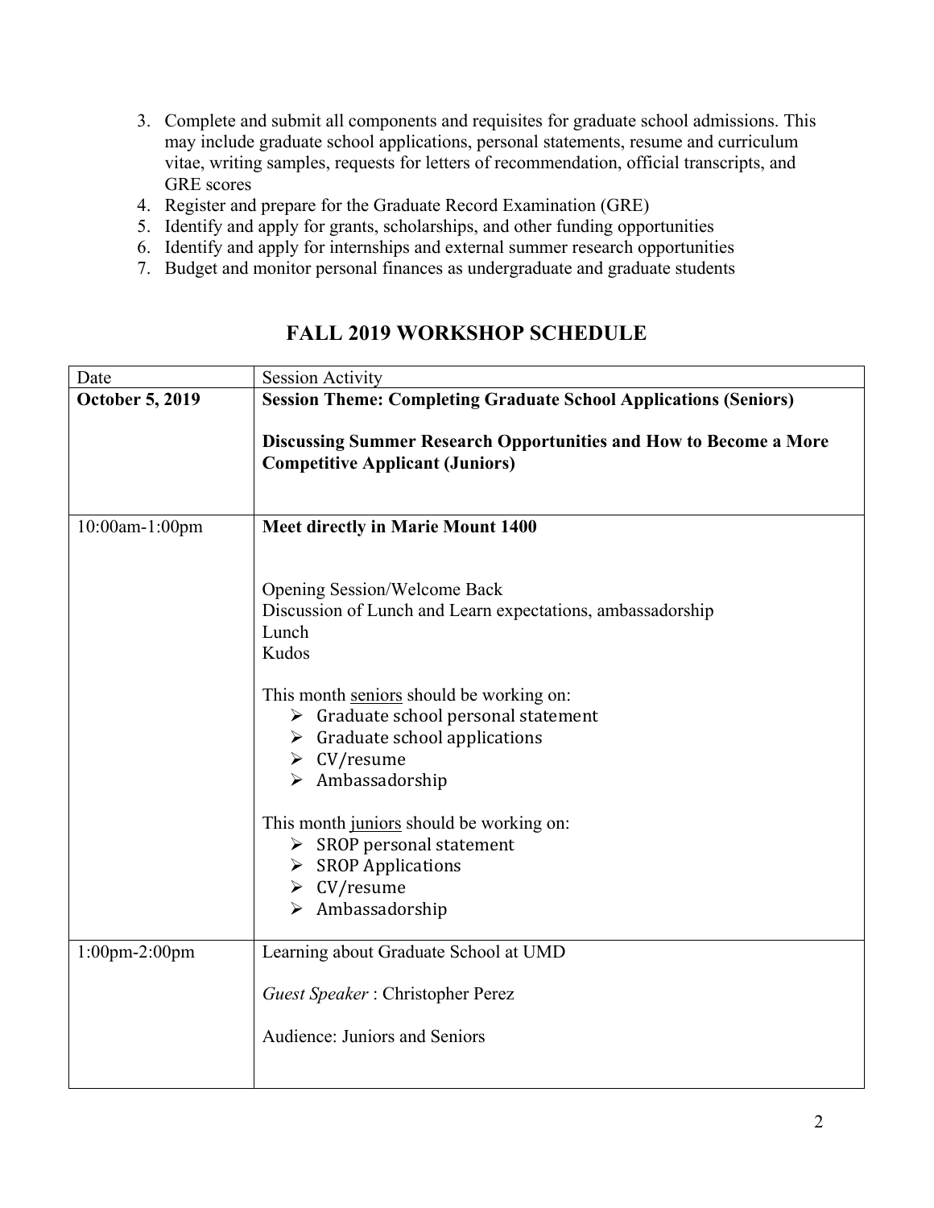3. Complete and submit all components and requisites for graduate school admissions. This may include graduate school applications, personal statements, resume and curriculum vitae, writing samples, requests for letters of recommendation, official transcripts, and GRE scores
4. Register and prepare for the Graduate Record Examination (GRE)
5. Identify and apply for grants, scholarships, and other funding opportunities
6. Identify and apply for internships and external summer research opportunities
7. Budget and monitor personal finances as undergraduate and graduate students

## FALL 2019 WORKSHOP SCHEDULE

| Date | Session Activity |
|---|---|
| **October 5, 2019** | **Session Theme: Completing Graduate School Applications (Seniors)**<br><br>**Discussing Summer Research Opportunities and How to Become a More Competitive Applicant (Juniors)** |
| 10:00am-1:00pm | **Meet directly in Marie Mount 1400**<br><br>Opening Session/Welcome Back<br>Discussion of Lunch and Learn expectations, ambassadorship<br>Lunch<br>Kudos<br><br>This month <u>seniors</u> should be working on:<br>➢ Graduate school personal statement<br>➢ Graduate school applications<br>➢ CV/resume<br>➢ Ambassadorship<br><br>This month <u>juniors</u> should be working on:<br>➢ SROP personal statement<br>➢ SROP Applications<br>➢ CV/resume<br>➢ Ambassadorship |
| 1:00pm-2:00pm | Learning about Graduate School at UMD<br><br>*Guest Speaker* : Christopher Perez<br><br>Audience: Juniors and Seniors |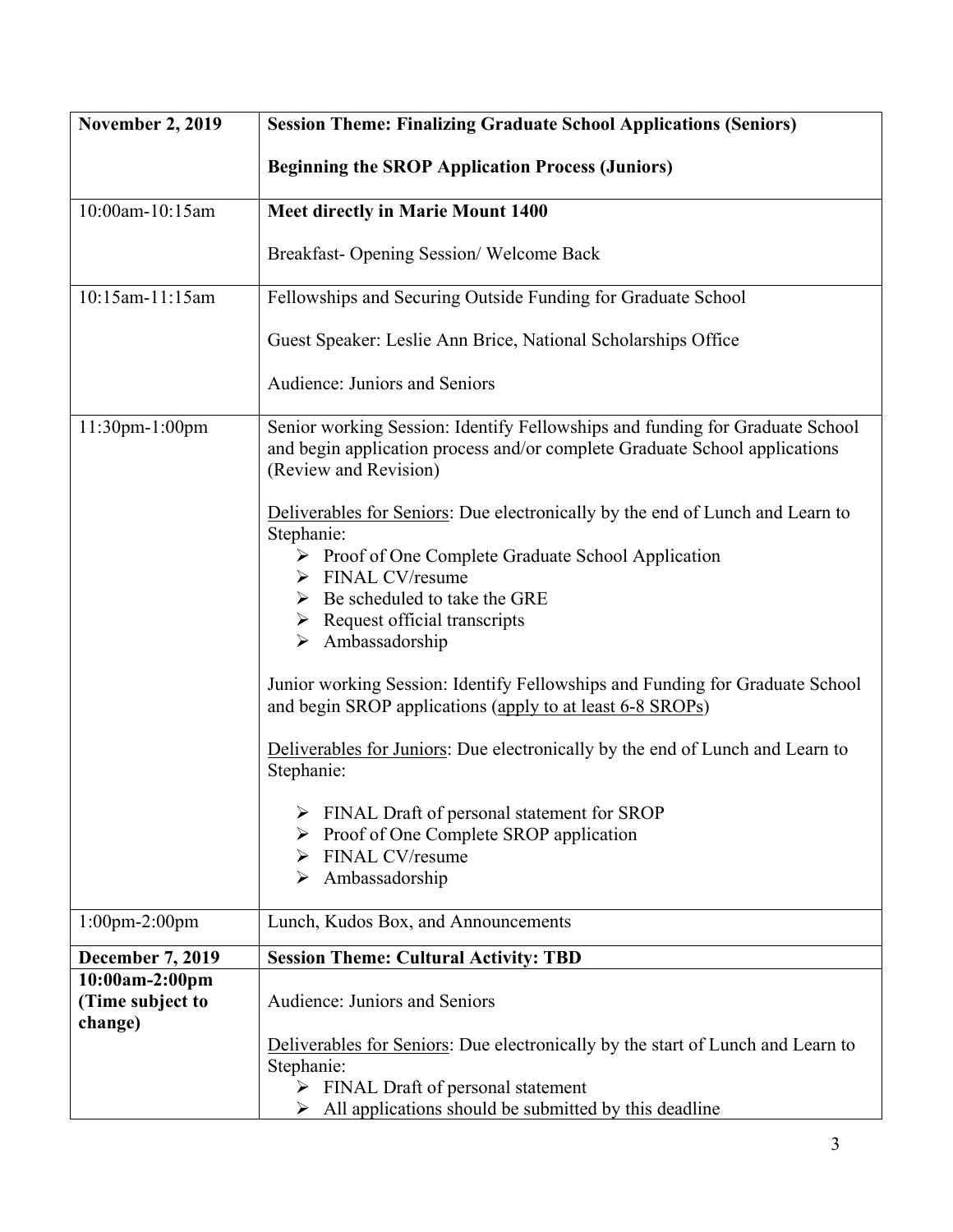| **November 2, 2019** | **Session Theme: Finalizing Graduate School Applications (Seniors)**<br><br>**Beginning the SROP Application Process (Juniors)** |
|---|---|
| 10:00am-10:15am | **Meet directly in Marie Mount 1400**<br><br>Breakfast- Opening Session/ Welcome Back |
| 10:15am-11:15am | Fellowships and Securing Outside Funding for Graduate School<br><br>Guest Speaker: Leslie Ann Brice, National Scholarships Office<br><br>Audience: Juniors and Seniors |
| 11:30pm-1:00pm | Senior working Session: Identify Fellowships and funding for Graduate School and begin application process and/or complete Graduate School applications (Review and Revision)<br><br><u>Deliverables for Seniors</u>: Due electronically by the end of Lunch and Learn to Stephanie:<br>➢ Proof of One Complete Graduate School Application<br>➢ FINAL CV/resume<br>➢ Be scheduled to take the GRE<br>➢ Request official transcripts<br>➢ Ambassadorship<br><br>Junior working Session: Identify Fellowships and Funding for Graduate School and begin SROP applications (<u>apply to at least 6-8 SROPs</u>)<br><br><u>Deliverables for Juniors</u>: Due electronically by the end of Lunch and Learn to Stephanie:<br><br>➢ FINAL Draft of personal statement for SROP<br>➢ Proof of One Complete SROP application<br>➢ FINAL CV/resume<br>➢ Ambassadorship |
| 1:00pm-2:00pm | Lunch, Kudos Box, and Announcements |
| **December 7, 2019** | **Session Theme: Cultural Activity: TBD** |
| **10:00am-2:00pm (Time subject to change)** | Audience: Juniors and Seniors<br><br><u>Deliverables for Seniors</u>: Due electronically by the start of Lunch and Learn to Stephanie:<br>➢ FINAL Draft of personal statement<br>➢ All applications should be submitted by this deadline |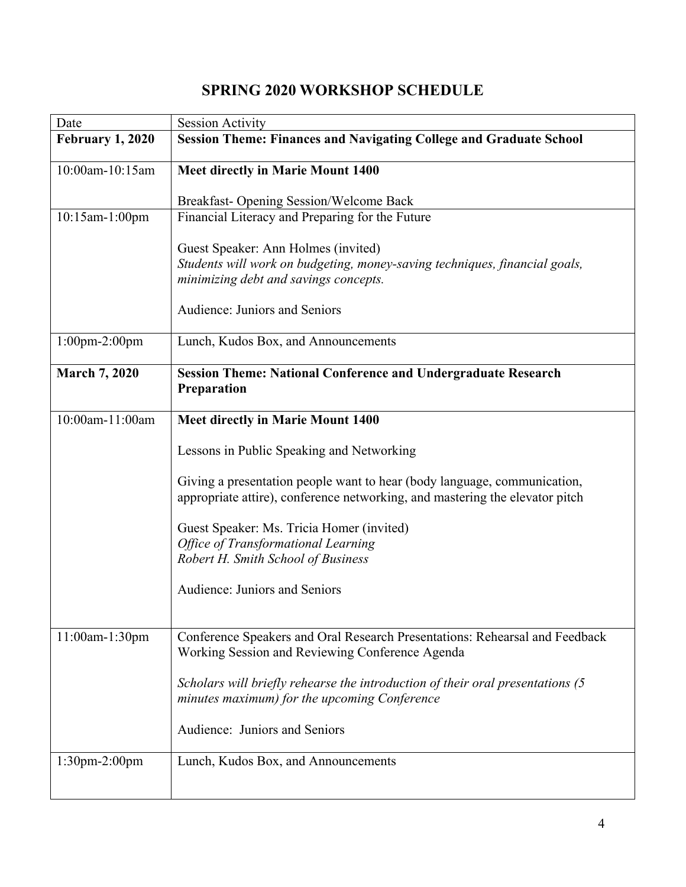# SPRING 2020 WORKSHOP SCHEDULE

| Date | Session Activity |
|---|---|
| **February 1, 2020** | **Session Theme: Finances and Navigating College and Graduate School** |
| 10:00am-10:15am | **Meet directly in Marie Mount 1400**<br><br>Breakfast- Opening Session/Welcome Back |
| 10:15am-1:00pm | Financial Literacy and Preparing for the Future<br><br>Guest Speaker: Ann Holmes (invited)<br>*Students will work on budgeting, money-saving techniques, financial goals, minimizing debt and savings concepts.*<br><br>Audience: Juniors and Seniors |
| 1:00pm-2:00pm | Lunch, Kudos Box, and Announcements |
| **March 7, 2020** | **Session Theme: National Conference and Undergraduate Research Preparation** |
| 10:00am-11:00am | **Meet directly in Marie Mount 1400**<br><br>Lessons in Public Speaking and Networking<br><br>Giving a presentation people want to hear (body language, communication, appropriate attire), conference networking, and mastering the elevator pitch<br><br>Guest Speaker: Ms. Tricia Homer (invited)<br>*Office of Transformational Learning*<br>*Robert H. Smith School of Business*<br><br>Audience: Juniors and Seniors |
| 11:00am-1:30pm | Conference Speakers and Oral Research Presentations: Rehearsal and Feedback Working Session and Reviewing Conference Agenda<br><br>*Scholars will briefly rehearse the introduction of their oral presentations (5 minutes maximum) for the upcoming Conference*<br><br>Audience: Juniors and Seniors |
| 1:30pm-2:00pm | Lunch, Kudos Box, and Announcements |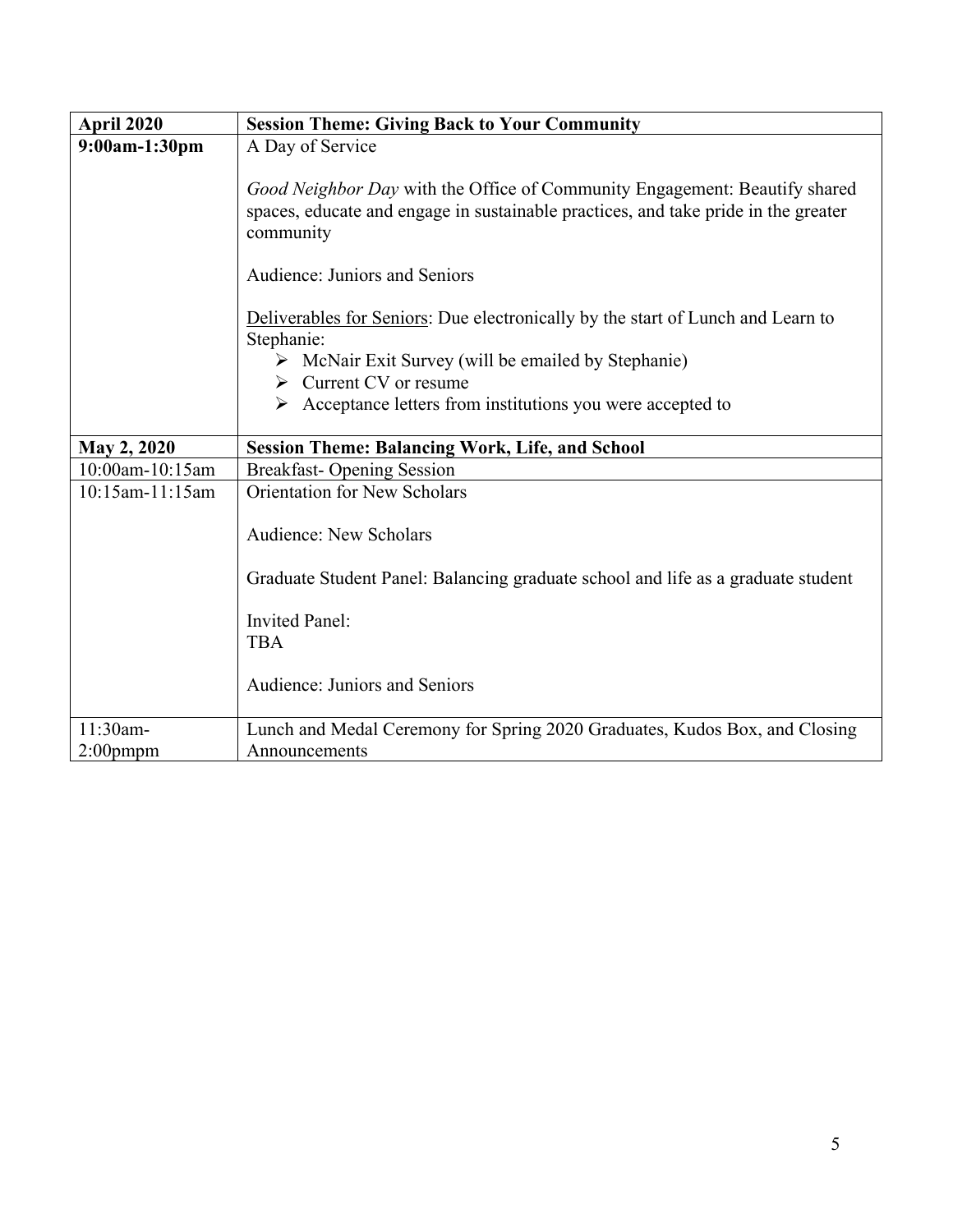| **April 2020** | **Session Theme: Giving Back to Your Community** |
|---|---|
| **9:00am-1:30pm** | A Day of Service<br><br>*Good Neighbor Day* with the Office of Community Engagement: Beautify shared spaces, educate and engage in sustainable practices, and take pride in the greater community<br><br>Audience: Juniors and Seniors<br><br>Deliverables for Seniors: Due electronically by the start of Lunch and Learn to Stephanie:<br>➢ McNair Exit Survey (will be emailed by Stephanie)<br>➢ Current CV or resume<br>➢ Acceptance letters from institutions you were accepted to |
| **May 2, 2020** | **Session Theme: Balancing Work, Life, and School** |
| 10:00am-10:15am | Breakfast- Opening Session |
| 10:15am-11:15am | Orientation for New Scholars<br><br>Audience: New Scholars<br><br>Graduate Student Panel: Balancing graduate school and life as a graduate student<br><br>Invited Panel:<br>TBA<br><br>Audience: Juniors and Seniors |
| 11:30am-2:00pmpm | Lunch and Medal Ceremony for Spring 2020 Graduates, Kudos Box, and Closing Announcements |